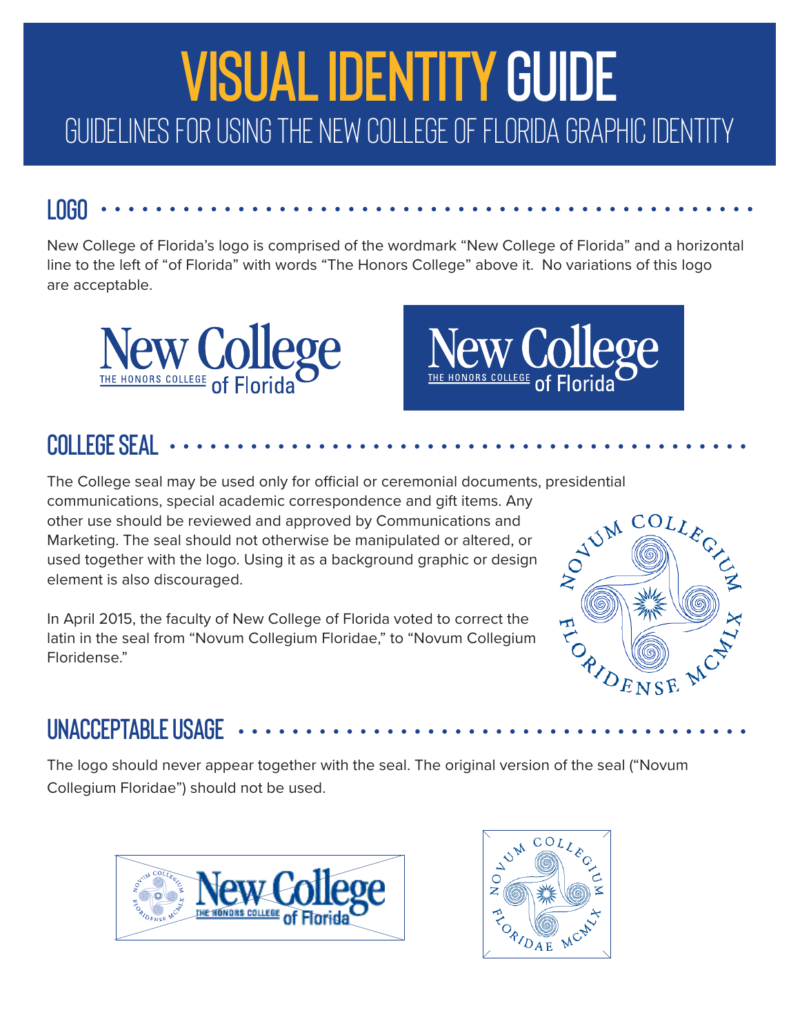# VISUAL IDENTITY GUIDE

GUIDELINES FOR USING THE NEW COLLEGE OF FLORIDA GRAPHIC IDENTITY

## LOGO

New College of Florida's logo is comprised of the wordmark "New College of Florida" and a horizontal line to the left of "of Florida" with words "The Honors College" above it. No variations of this logo are acceptable.

## COLLEGE SEAL

The College seal may be used only for official or ceremonial documents, presidential communications, special academic correspondence and gift items. Any other use should be reviewed and approved by Communications and Marketing. The seal should not otherwise be manipulated or altered, or used together with the logo. Using it as a background graphic or design element is also discouraged.

In April 2015, the faculty of New College of Florida voted to correct the latin in the seal from "Novum Collegium Floridae," to "Novum Collegium Floridense."

## UNACCEPTABLE USAGE

The logo should never appear together with the seal. The original version of the seal ("Novum Collegium Floridae") should not be used.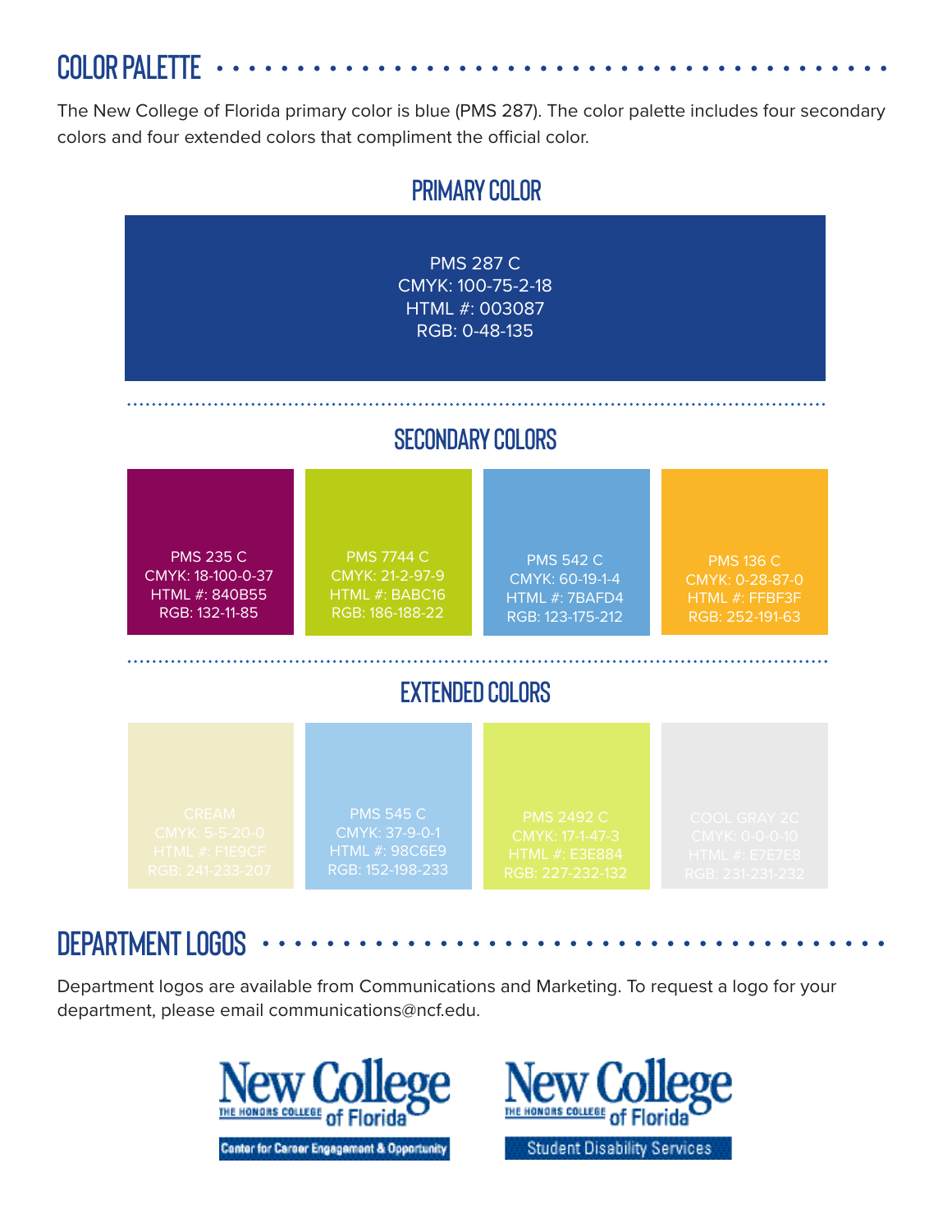## COLOR PALETTE

The New College of Florida primary color is blue (PMS 287). The color palette includes four secondary colors and four extended colors that compliment the official color.

### PRIMARY COLOR

PMS 287 C
CMYK: 100-75-2-18
HTML #: 003087
RGB: 0-48-135

### SECONDARY COLORS

PMS 235 C
CMYK: 18-100-0-37
HTML #: 840B55
RGB: 132-11-85

PMS 7744 C
CMYK: 21-2-97-9
HTML #: BABC16
RGB: 186-188-22

PMS 542 C
CMYK: 60-19-1-4
HTML #: 7BAFD4
RGB: 123-175-212

PMS 136 C
CMYK: 0-28-87-0
HTML #: FFBF3F
RGB: 252-191-63

### EXTENDED COLORS

CREAM
CMYK: 5-5-20-0
HTML #: F1E9CF
RGB: 241-233-207

PMS 545 C
CMYK: 37-9-0-1
HTML #: 98C6E9
RGB: 152-198-233

PMS 2492 C
CMYK: 17-1-47-3
HTML #: E3E884
RGB: 227-232-132

COOL GRAY 2C
CMYK: 0-0-0-10
HTML #: E7E7E8
RGB: 231-231-232

## DEPARTMENT LOGOS

Department logos are available from Communications and Marketing. To request a logo for your department, please email communications@ncf.edu.

New College THE HONORS COLLEGE of Florida
Center for Career Engagement & Opportunity

New College THE HONORS COLLEGE of Florida
Student Disability Services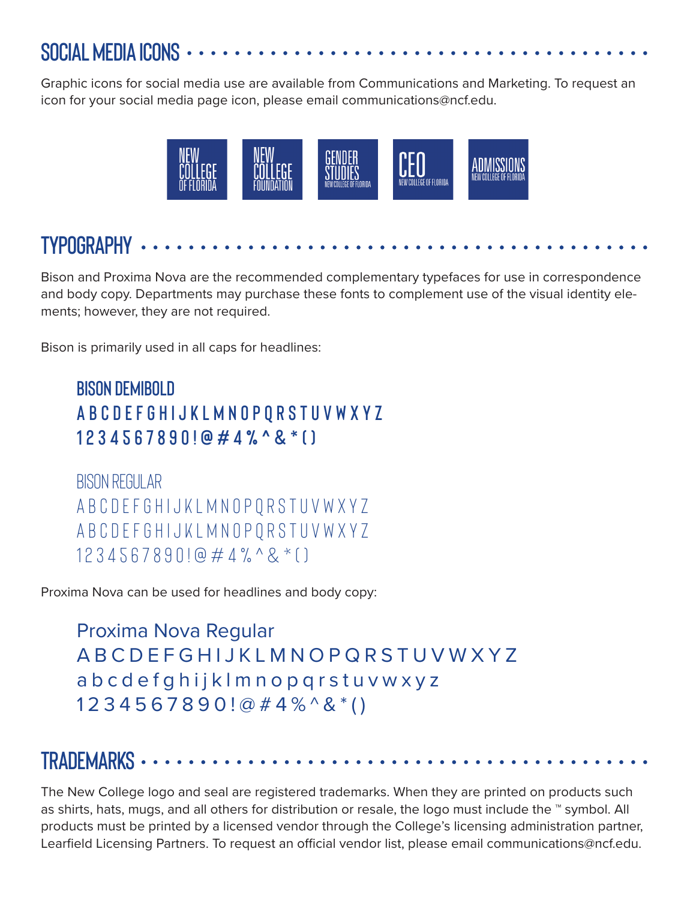## SOCIAL MEDIA ICONS

Graphic icons for social media use are available from Communications and Marketing. To request an icon for your social media page icon, please email communications@ncf.edu.

NEW COLLEGE OF FLORIDA

NEW COLLEGE FOUNDATION

GENDER STUDIES NEW COLLEGE OF FLORIDA

CEO NEW COLLEGE OF FLORIDA

ADMISSIONS NEW COLLEGE OF FLORIDA

## TYPOGRAPHY

Bison and Proxima Nova are the recommended complementary typefaces for use in correspondence and body copy. Departments may purchase these fonts to complement use of the visual identity elements; however, they are not required.

Bison is primarily used in all caps for headlines:

**BISON DEMIBOLD**
**A B C D E F G H I J K L M N O P Q R S T U V W X Y Z**
**1 2 3 4 5 6 7 8 9 0 ! @ # 4 % ^ & * ( )**

BISON REGULAR
A B C D E F G H I J K L M N O P Q R S T U V W X Y Z
A B C D E F G H I J K L M N O P Q R S T U V W X Y Z
1 2 3 4 5 6 7 8 9 0 ! @ # 4 % ^ & * ( )

Proxima Nova can be used for headlines and body copy:

Proxima Nova Regular
A B C D E F G H I J K L M N O P Q R S T U V W X Y Z
a b c d e f g h i j k l m n o p q r s t u v w x y z
1 2 3 4 5 6 7 8 9 0 ! @ # 4 % ^ & * ( )

## TRADEMARKS

The New College logo and seal are registered trademarks. When they are printed on products such as shirts, hats, mugs, and all others for distribution or resale, the logo must include the ™ symbol. All products must be printed by a licensed vendor through the College's licensing administration partner, Learfield Licensing Partners. To request an official vendor list, please email communications@ncf.edu.